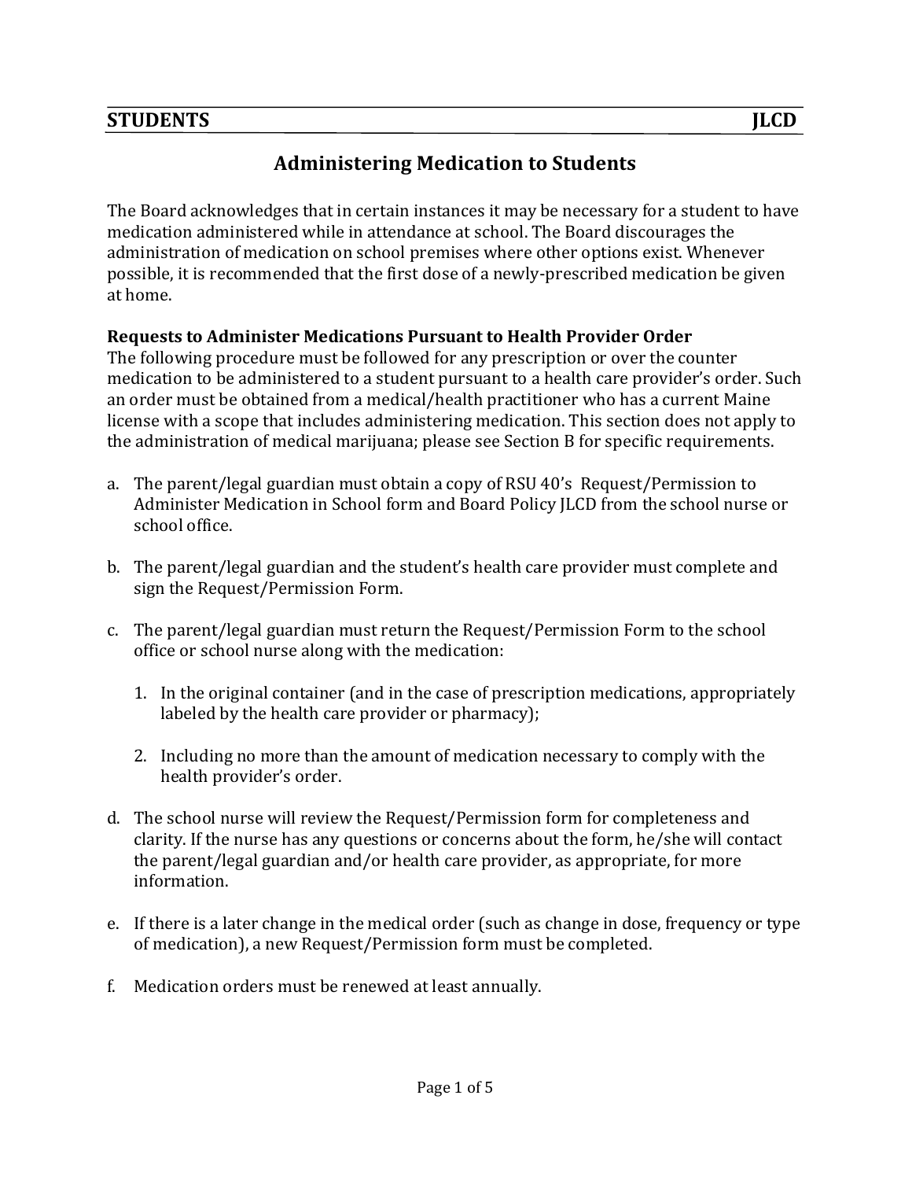**STUDENTS** **JLCD**

# Administering Medication to Students

The Board acknowledges that in certain instances it may be necessary for a student to have medication administered while in attendance at school. The Board discourages the administration of medication on school premises where other options exist. Whenever possible, it is recommended that the first dose of a newly-prescribed medication be given at home.

**Requests to Administer Medications Pursuant to Health Provider Order**

The following procedure must be followed for any prescription or over the counter medication to be administered to a student pursuant to a health care provider's order. Such an order must be obtained from a medical/health practitioner who has a current Maine license with a scope that includes administering medication. This section does not apply to the administration of medical marijuana; please see Section B for specific requirements.

a. The parent/legal guardian must obtain a copy of RSU 40's Request/Permission to Administer Medication in School form and Board Policy JLCD from the school nurse or school office.

b. The parent/legal guardian and the student's health care provider must complete and sign the Request/Permission Form.

c. The parent/legal guardian must return the Request/Permission Form to the school office or school nurse along with the medication:

   1. In the original container (and in the case of prescription medications, appropriately labeled by the health care provider or pharmacy);

   2. Including no more than the amount of medication necessary to comply with the health provider's order.

d. The school nurse will review the Request/Permission form for completeness and clarity. If the nurse has any questions or concerns about the form, he/she will contact the parent/legal guardian and/or health care provider, as appropriate, for more information.

e. If there is a later change in the medical order (such as change in dose, frequency or type of medication), a new Request/Permission form must be completed.

f. Medication orders must be renewed at least annually.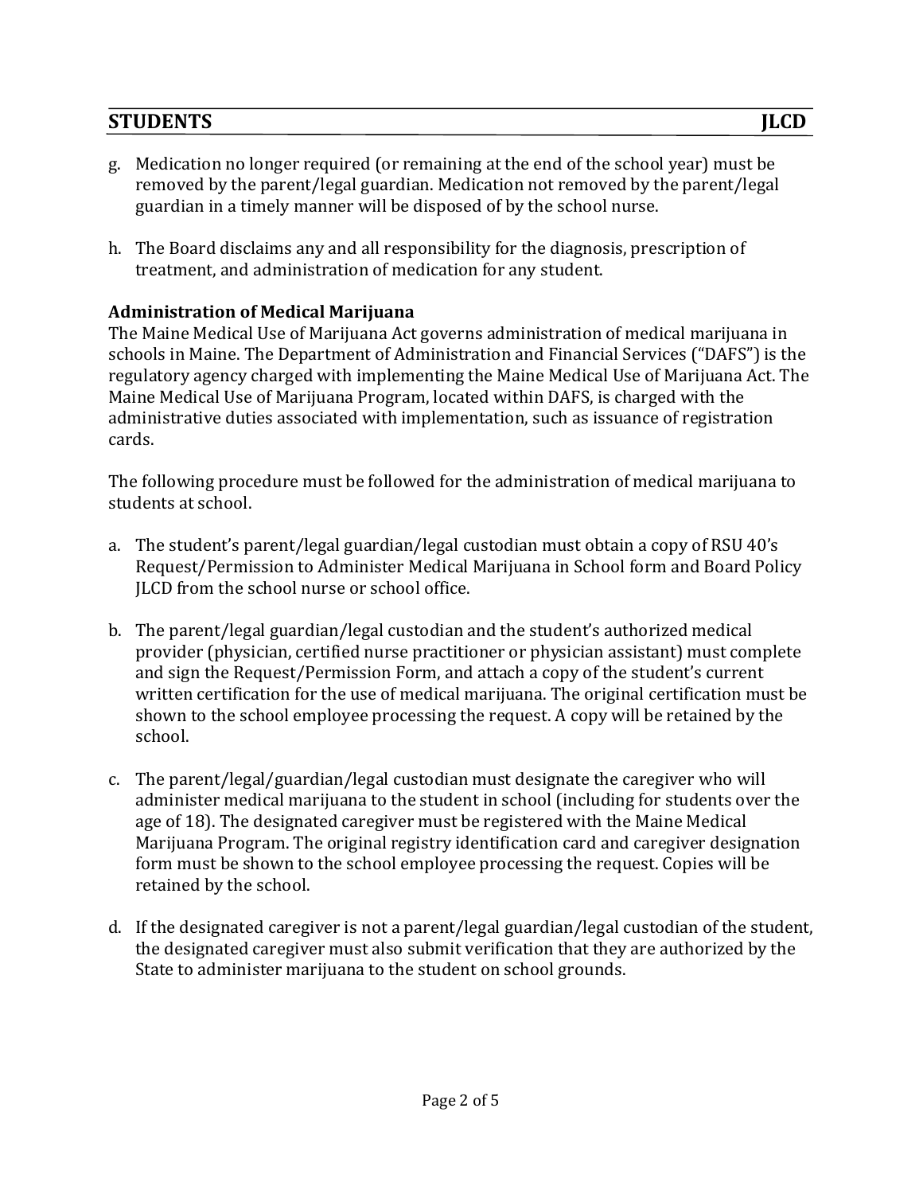g. Medication no longer required (or remaining at the end of the school year) must be removed by the parent/legal guardian. Medication not removed by the parent/legal guardian in a timely manner will be disposed of by the school nurse.

h. The Board disclaims any and all responsibility for the diagnosis, prescription of treatment, and administration of medication for any student.

**Administration of Medical Marijuana**

The Maine Medical Use of Marijuana Act governs administration of medical marijuana in schools in Maine. The Department of Administration and Financial Services ("DAFS") is the regulatory agency charged with implementing the Maine Medical Use of Marijuana Act. The Maine Medical Use of Marijuana Program, located within DAFS, is charged with the administrative duties associated with implementation, such as issuance of registration cards.

The following procedure must be followed for the administration of medical marijuana to students at school.

a. The student's parent/legal guardian/legal custodian must obtain a copy of RSU 40's Request/Permission to Administer Medical Marijuana in School form and Board Policy JLCD from the school nurse or school office.

b. The parent/legal guardian/legal custodian and the student's authorized medical provider (physician, certified nurse practitioner or physician assistant) must complete and sign the Request/Permission Form, and attach a copy of the student's current written certification for the use of medical marijuana. The original certification must be shown to the school employee processing the request. A copy will be retained by the school.

c. The parent/legal/guardian/legal custodian must designate the caregiver who will administer medical marijuana to the student in school (including for students over the age of 18). The designated caregiver must be registered with the Maine Medical Marijuana Program. The original registry identification card and caregiver designation form must be shown to the school employee processing the request. Copies will be retained by the school.

d. If the designated caregiver is not a parent/legal guardian/legal custodian of the student, the designated caregiver must also submit verification that they are authorized by the State to administer marijuana to the student on school grounds.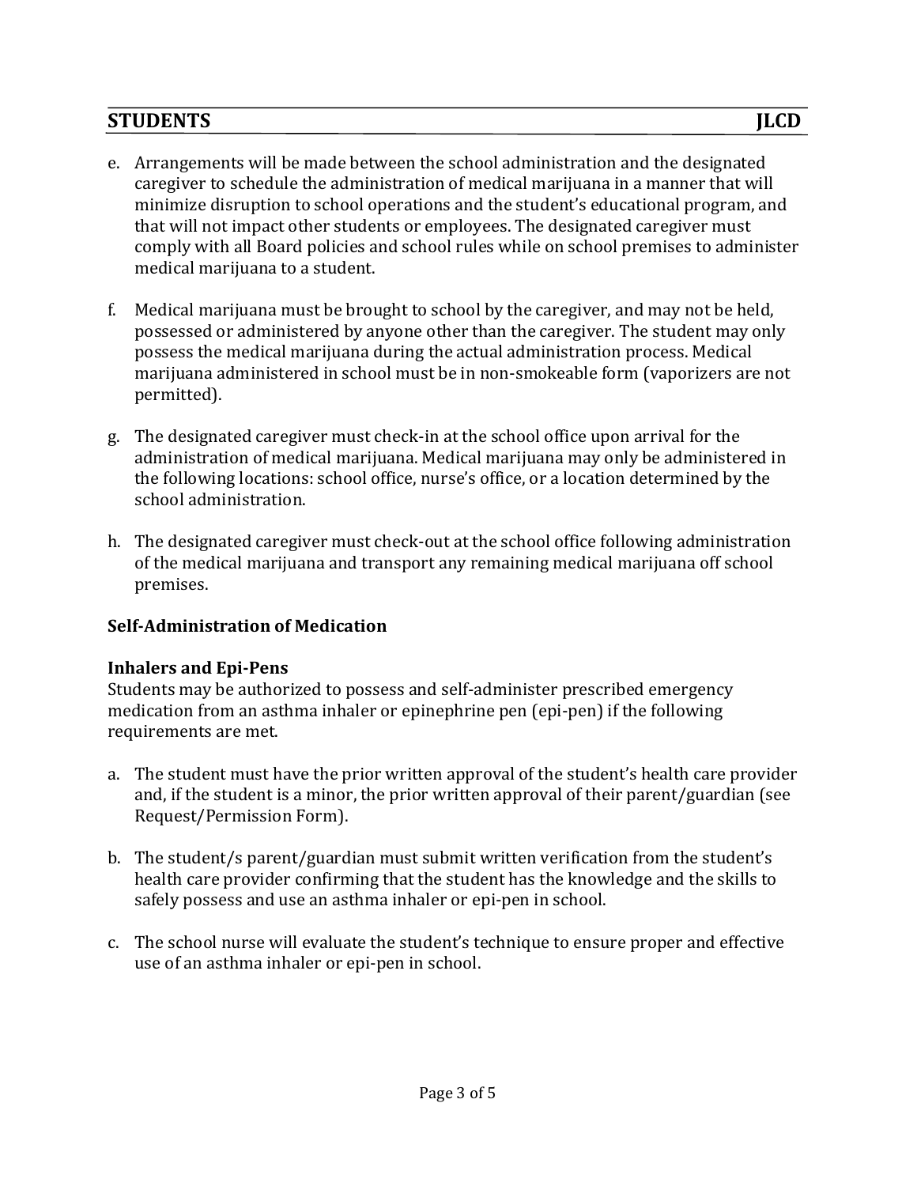e. Arrangements will be made between the school administration and the designated caregiver to schedule the administration of medical marijuana in a manner that will minimize disruption to school operations and the student's educational program, and that will not impact other students or employees. The designated caregiver must comply with all Board policies and school rules while on school premises to administer medical marijuana to a student.

f. Medical marijuana must be brought to school by the caregiver, and may not be held, possessed or administered by anyone other than the caregiver. The student may only possess the medical marijuana during the actual administration process. Medical marijuana administered in school must be in non-smokeable form (vaporizers are not permitted).

g. The designated caregiver must check-in at the school office upon arrival for the administration of medical marijuana. Medical marijuana may only be administered in the following locations: school office, nurse's office, or a location determined by the school administration.

h. The designated caregiver must check-out at the school office following administration of the medical marijuana and transport any remaining medical marijuana off school premises.

**Self-Administration of Medication**

**Inhalers and Epi-Pens**

Students may be authorized to possess and self-administer prescribed emergency medication from an asthma inhaler or epinephrine pen (epi-pen) if the following requirements are met.

a. The student must have the prior written approval of the student's health care provider and, if the student is a minor, the prior written approval of their parent/guardian (see Request/Permission Form).

b. The student/s parent/guardian must submit written verification from the student's health care provider confirming that the student has the knowledge and the skills to safely possess and use an asthma inhaler or epi-pen in school.

c. The school nurse will evaluate the student's technique to ensure proper and effective use of an asthma inhaler or epi-pen in school.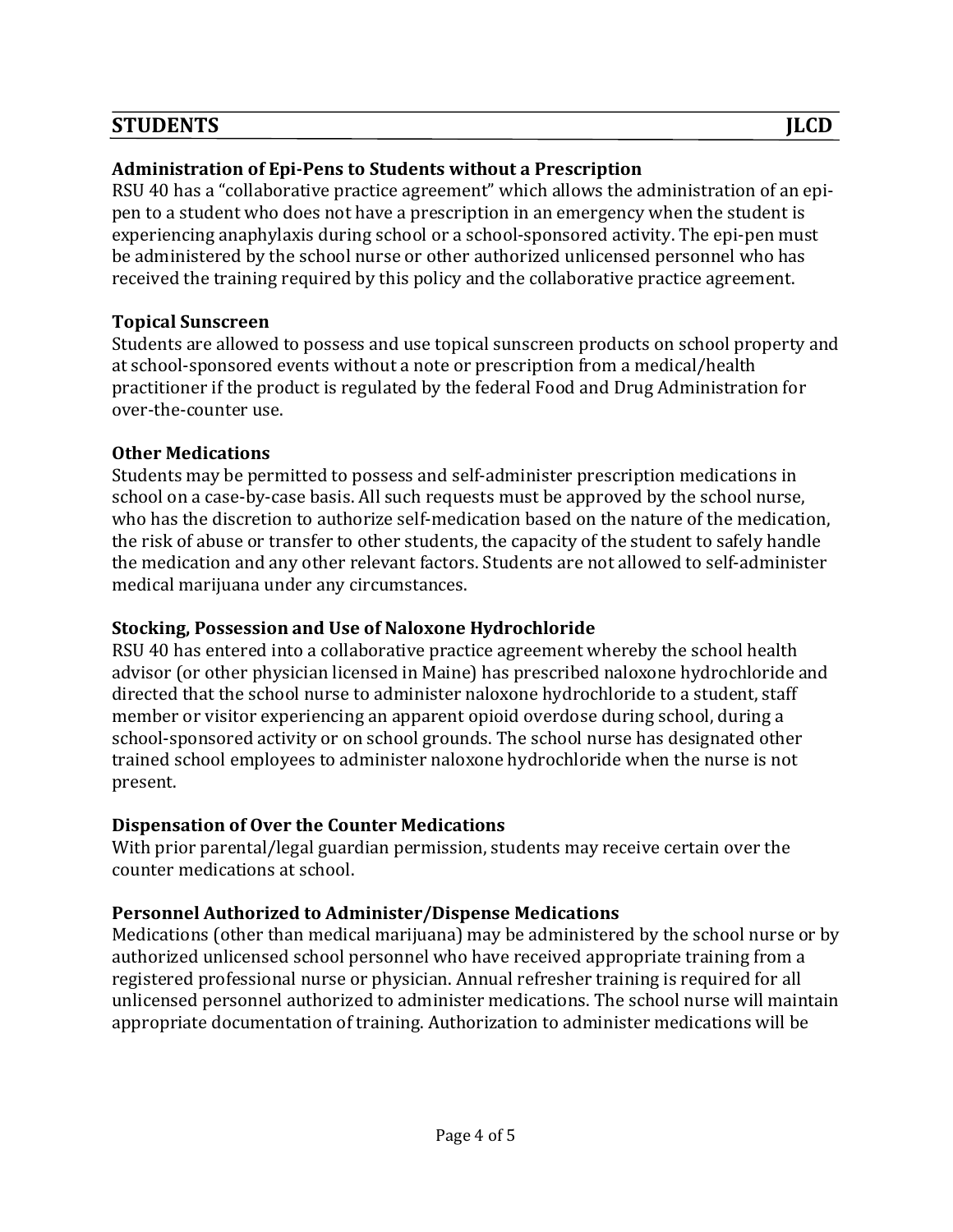### Administration of Epi-Pens to Students without a Prescription

RSU 40 has a "collaborative practice agreement" which allows the administration of an epi-pen to a student who does not have a prescription in an emergency when the student is experiencing anaphylaxis during school or a school-sponsored activity. The epi-pen must be administered by the school nurse or other authorized unlicensed personnel who has received the training required by this policy and the collaborative practice agreement.

### Topical Sunscreen

Students are allowed to possess and use topical sunscreen products on school property and at school-sponsored events without a note or prescription from a medical/health practitioner if the product is regulated by the federal Food and Drug Administration for over-the-counter use.

### Other Medications

Students may be permitted to possess and self-administer prescription medications in school on a case-by-case basis. All such requests must be approved by the school nurse, who has the discretion to authorize self-medication based on the nature of the medication, the risk of abuse or transfer to other students, the capacity of the student to safely handle the medication and any other relevant factors. Students are not allowed to self-administer medical marijuana under any circumstances.

### Stocking, Possession and Use of Naloxone Hydrochloride

RSU 40 has entered into a collaborative practice agreement whereby the school health advisor (or other physician licensed in Maine) has prescribed naloxone hydrochloride and directed that the school nurse to administer naloxone hydrochloride to a student, staff member or visitor experiencing an apparent opioid overdose during school, during a school-sponsored activity or on school grounds. The school nurse has designated other trained school employees to administer naloxone hydrochloride when the nurse is not present.

### Dispensation of Over the Counter Medications

With prior parental/legal guardian permission, students may receive certain over the counter medications at school.

### Personnel Authorized to Administer/Dispense Medications

Medications (other than medical marijuana) may be administered by the school nurse or by authorized unlicensed school personnel who have received appropriate training from a registered professional nurse or physician. Annual refresher training is required for all unlicensed personnel authorized to administer medications. The school nurse will maintain appropriate documentation of training. Authorization to administer medications will be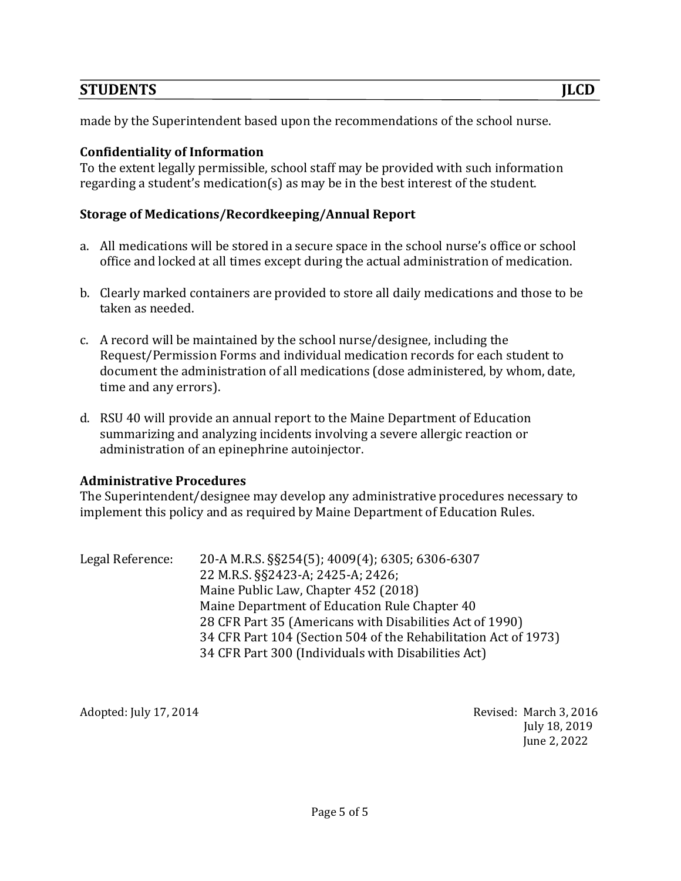made by the Superintendent based upon the recommendations of the school nurse.

**Confidentiality of Information**

To the extent legally permissible, school staff may be provided with such information regarding a student's medication(s) as may be in the best interest of the student.

**Storage of Medications/Recordkeeping/Annual Report**

a. All medications will be stored in a secure space in the school nurse's office or school office and locked at all times except during the actual administration of medication.

b. Clearly marked containers are provided to store all daily medications and those to be taken as needed.

c. A record will be maintained by the school nurse/designee, including the Request/Permission Forms and individual medication records for each student to document the administration of all medications (dose administered, by whom, date, time and any errors).

d. RSU 40 will provide an annual report to the Maine Department of Education summarizing and analyzing incidents involving a severe allergic reaction or administration of an epinephrine autoinjector.

**Administrative Procedures**

The Superintendent/designee may develop any administrative procedures necessary to implement this policy and as required by Maine Department of Education Rules.

Legal Reference: 20-A M.R.S. §§254(5); 4009(4); 6305; 6306-6307
22 M.R.S. §§2423-A; 2425-A; 2426;
Maine Public Law, Chapter 452 (2018)
Maine Department of Education Rule Chapter 40
28 CFR Part 35 (Americans with Disabilities Act of 1990)
34 CFR Part 104 (Section 504 of the Rehabilitation Act of 1973)
34 CFR Part 300 (Individuals with Disabilities Act)

Adopted: July 17, 2014

Revised: March 3, 2016
July 18, 2019
June 2, 2022